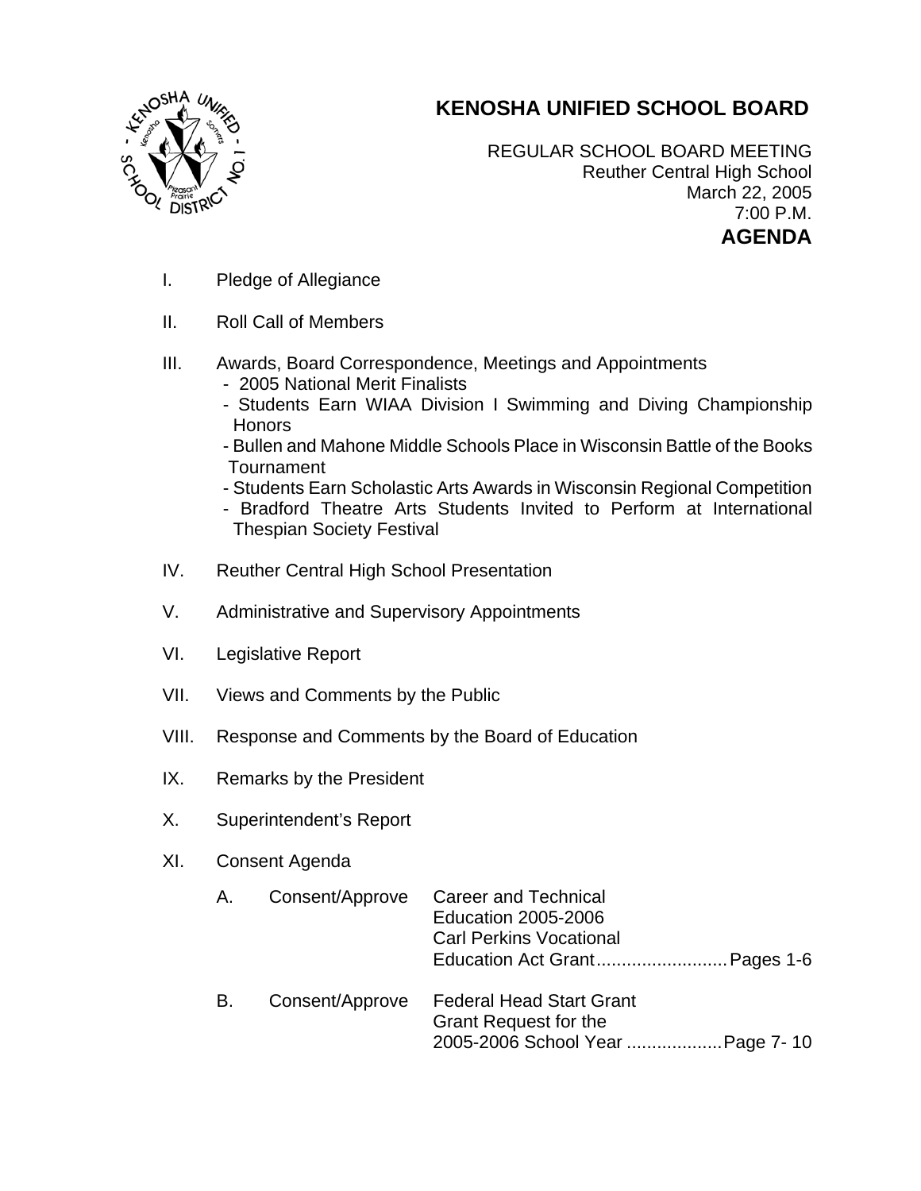# KENOSHA UNIFIED SCHOOL BOARD

REGULAR SCHOOL BOARD MEETING
Reuther Central High School
March 22, 2005
7:00 P.M.

## AGENDA

I. Pledge of Allegiance

II. Roll Call of Members

III. Awards, Board Correspondence, Meetings and Appointments
- 2005 National Merit Finalists
- Students Earn WIAA Division I Swimming and Diving Championship Honors
- Bullen and Mahone Middle Schools Place in Wisconsin Battle of the Books Tournament
- Students Earn Scholastic Arts Awards in Wisconsin Regional Competition
- Bradford Theatre Arts Students Invited to Perform at International Thespian Society Festival

IV. Reuther Central High School Presentation

V. Administrative and Supervisory Appointments

VI. Legislative Report

VII. Views and Comments by the Public

VIII. Response and Comments by the Board of Education

IX. Remarks by the President

X. Superintendent's Report

XI. Consent Agenda

| | | | |
|---|---|---|---|
| A. | Consent/Approve | Career and Technical Education 2005-2006 Carl Perkins Vocational Education Act Grant | Pages 1-6 |
| B. | Consent/Approve | Federal Head Start Grant Grant Request for the 2005-2006 School Year | Page 7- 10 |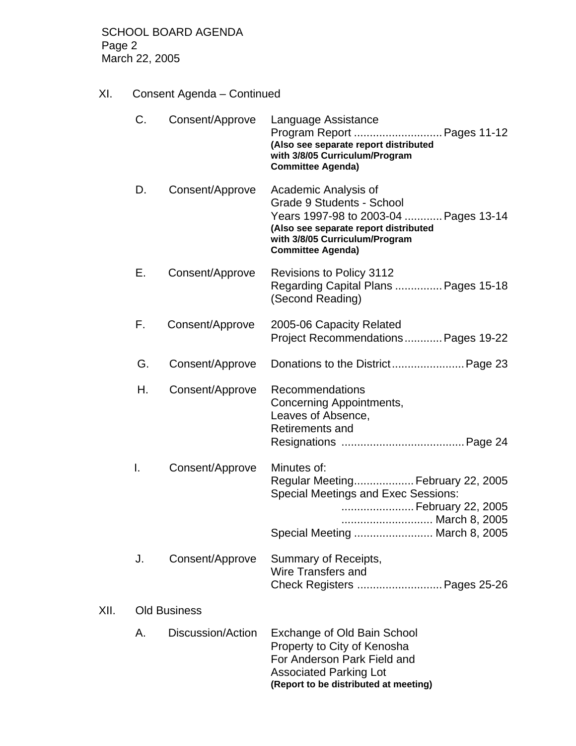## XI. Consent Agenda – Continued

| | | | |
|---|---|---|---|
| C. | Consent/Approve | Language Assistance Program Report **(Also see separate report distributed with 3/8/05 Curriculum/Program Committee Agenda)** | Pages 11-12 |
| D. | Consent/Approve | Academic Analysis of Grade 9 Students - School Years 1997-98 to 2003-04 **(Also see separate report distributed with 3/8/05 Curriculum/Program Committee Agenda)** | Pages 13-14 |
| E. | Consent/Approve | Revisions to Policy 3112 Regarding Capital Plans (Second Reading) | Pages 15-18 |
| F. | Consent/Approve | 2005-06 Capacity Related Project Recommendations | Pages 19-22 |
| G. | Consent/Approve | Donations to the District | Page 23 |
| H. | Consent/Approve | Recommendations Concerning Appointments, Leaves of Absence, Retirements and Resignations | Page 24 |
| I. | Consent/Approve | Minutes of: Regular Meeting | February 22, 2005 |
| | | Special Meetings and Exec Sessions: | February 22, 2005 |
| | | | March 8, 2005 |
| | | Special Meeting | March 8, 2005 |
| J. | Consent/Approve | Summary of Receipts, Wire Transfers and Check Registers | Pages 25-26 |

## XII. Old Business

| | | |
|---|---|---|
| A. | Discussion/Action | Exchange of Old Bain School Property to City of Kenosha For Anderson Park Field and Associated Parking Lot **(Report to be distributed at meeting)** |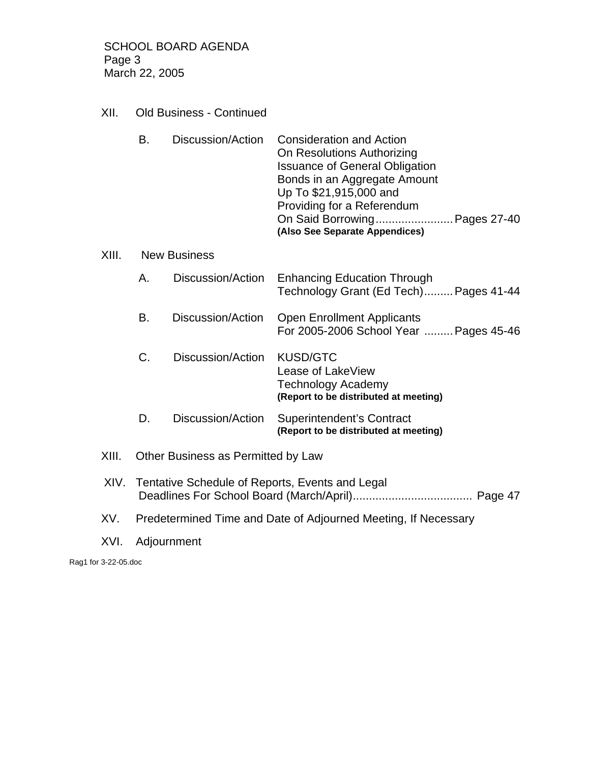SCHOOL BOARD AGENDA
Page 3
March 22, 2005

XII. Old Business - Continued

B. Discussion/Action — Consideration and Action On Resolutions Authorizing Issuance of General Obligation Bonds in an Aggregate Amount Up To $21,915,000 and Providing for a Referendum On Said Borrowing........................Pages 27-40
**(Also See Separate Appendices)**

XIII. New Business

A. Discussion/Action — Enhancing Education Through Technology Grant (Ed Tech).........Pages 41-44

B. Discussion/Action — Open Enrollment Applicants For 2005-2006 School Year .........Pages 45-46

C. Discussion/Action — KUSD/GTC Lease of LakeView Technology Academy
**(Report to be distributed at meeting)**

D. Discussion/Action — Superintendent's Contract
**(Report to be distributed at meeting)**

XIII. Other Business as Permitted by Law

XIV. Tentative Schedule of Reports, Events and Legal Deadlines For School Board (March/April)..................................... Page 47

XV. Predetermined Time and Date of Adjourned Meeting, If Necessary

XVI. Adjournment

Rag1 for 3-22-05.doc